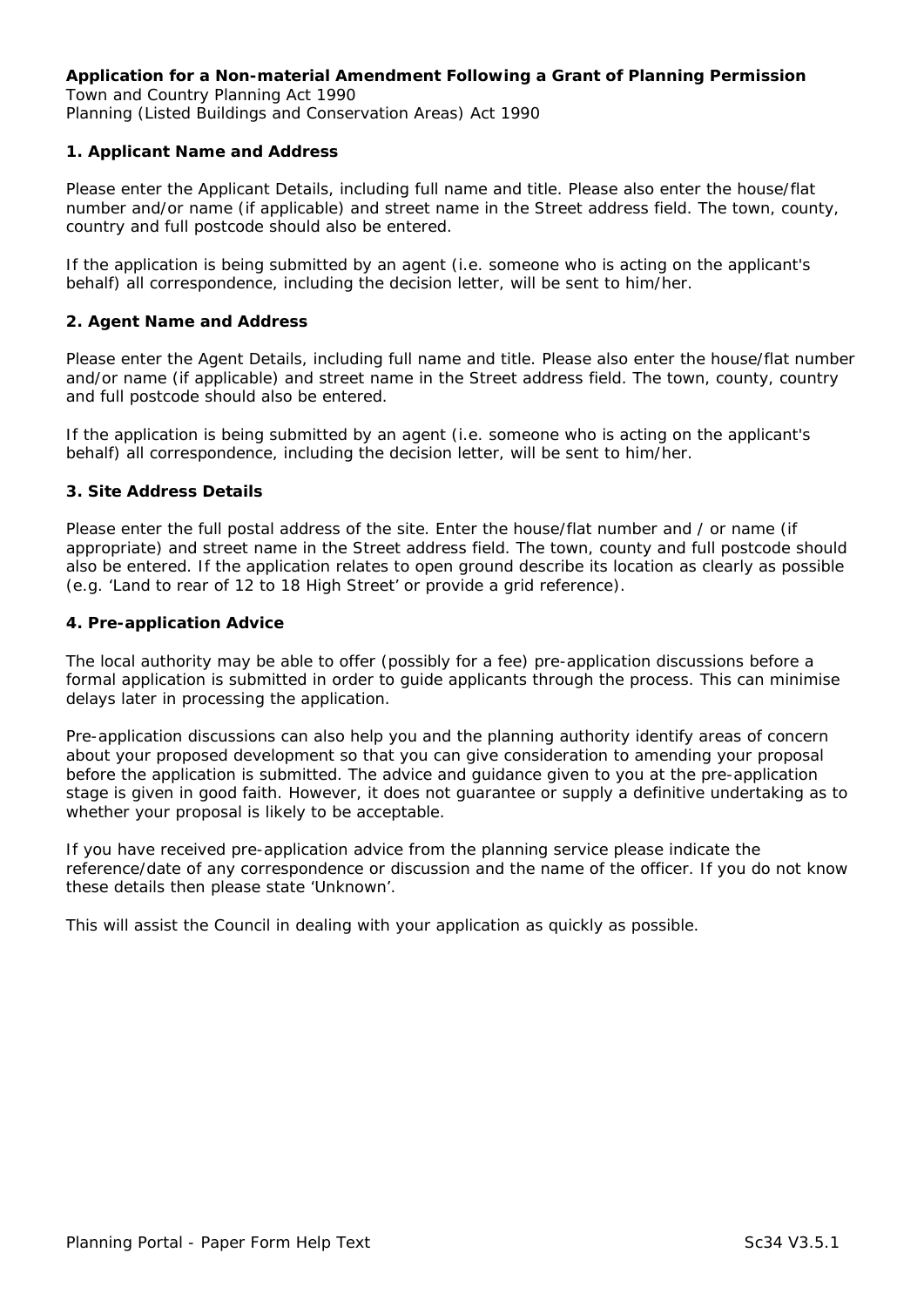**Application for a Non-material Amendment Following a Grant of Planning Permission**
Town and Country Planning Act 1990
Planning (Listed Buildings and Conservation Areas) Act 1990

### 1. Applicant Name and Address

Please enter the Applicant Details, including full name and title. Please also enter the house/flat number and/or name (if applicable) and street name in the Street address field. The town, county, country and full postcode should also be entered.

If the application is being submitted by an agent (i.e. someone who is acting on the applicant's behalf) all correspondence, including the decision letter, will be sent to him/her.

### 2. Agent Name and Address

Please enter the Agent Details, including full name and title. Please also enter the house/flat number and/or name (if applicable) and street name in the Street address field. The town, county, country and full postcode should also be entered.

If the application is being submitted by an agent (i.e. someone who is acting on the applicant's behalf) all correspondence, including the decision letter, will be sent to him/her.

### 3. Site Address Details

Please enter the full postal address of the site. Enter the house/flat number and / or name (if appropriate) and street name in the Street address field. The town, county and full postcode should also be entered. If the application relates to open ground describe its location as clearly as possible (e.g. 'Land to rear of 12 to 18 High Street' or provide a grid reference).

### 4. Pre-application Advice

The local authority may be able to offer (possibly for a fee) pre-application discussions before a formal application is submitted in order to guide applicants through the process. This can minimise delays later in processing the application.

Pre-application discussions can also help you and the planning authority identify areas of concern about your proposed development so that you can give consideration to amending your proposal before the application is submitted. The advice and guidance given to you at the pre-application stage is given in good faith. However, it does not guarantee or supply a definitive undertaking as to whether your proposal is likely to be acceptable.

If you have received pre-application advice from the planning service please indicate the reference/date of any correspondence or discussion and the name of the officer. If you do not know these details then please state 'Unknown'.

This will assist the Council in dealing with your application as quickly as possible.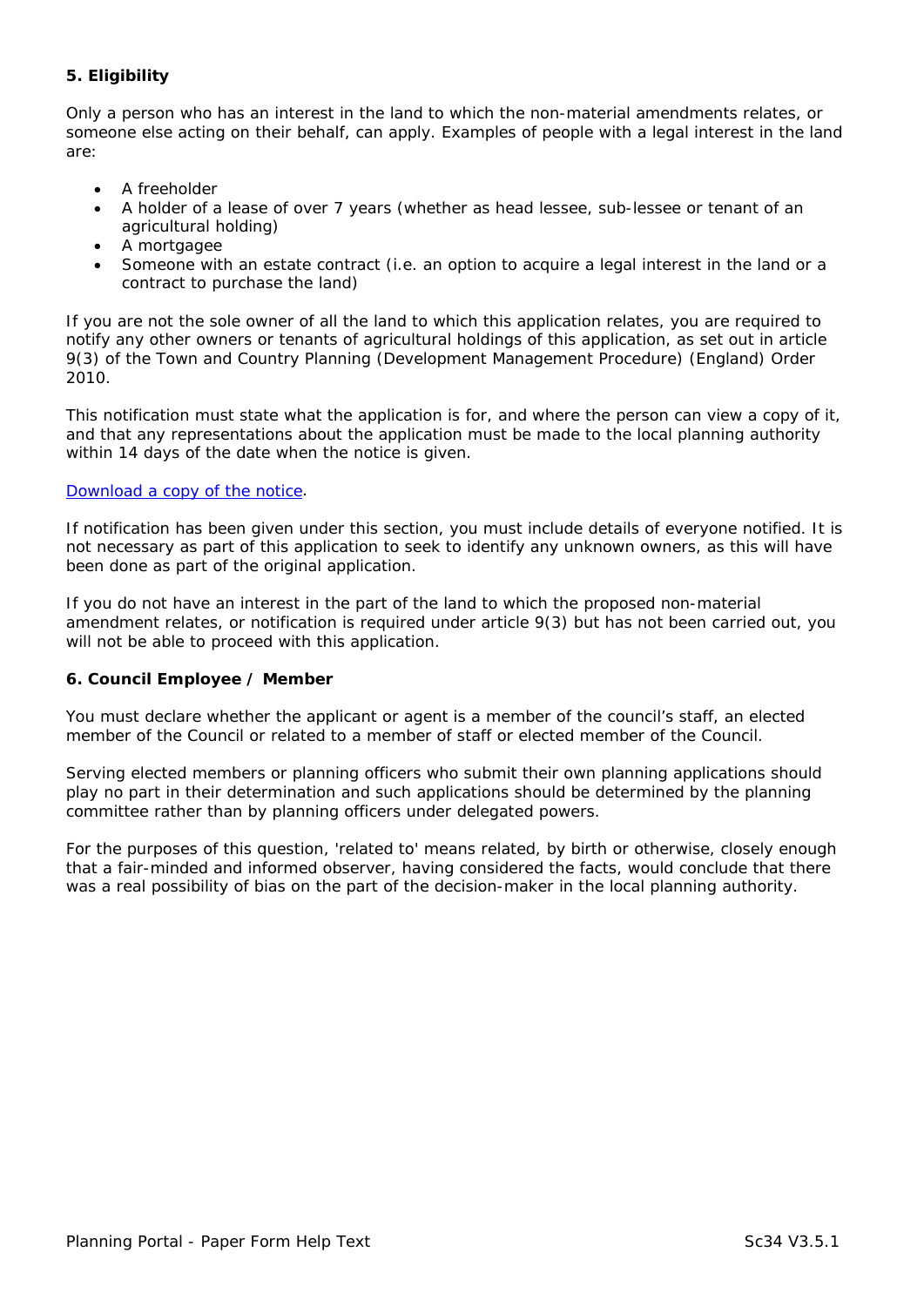**5. Eligibility**

Only a person who has an interest in the land to which the non-material amendments relates, or someone else acting on their behalf, can apply. Examples of people with a legal interest in the land are:

- A freeholder
- A holder of a lease of over 7 years (whether as head lessee, sub-lessee or tenant of an agricultural holding)
- A mortgagee
- Someone with an estate contract (i.e. an option to acquire a legal interest in the land or a contract to purchase the land)

If you are not the sole owner of all the land to which this application relates, you are required to notify any other owners or tenants of agricultural holdings of this application, as set out in article 9(3) of the Town and Country Planning (Development Management Procedure) (England) Order 2010.

This notification must state what the application is for, and where the person can view a copy of it, and that any representations about the application must be made to the local planning authority within 14 days of the date when the notice is given.

Download a copy of the notice.

If notification has been given under this section, you must include details of everyone notified. It is not necessary as part of this application to seek to identify any unknown owners, as this will have been done as part of the original application.

If you do not have an interest in the part of the land to which the proposed non-material amendment relates, or notification is required under article 9(3) but has not been carried out, you will not be able to proceed with this application.

**6. Council Employee / Member**

You must declare whether the applicant or agent is a member of the council's staff, an elected member of the Council or related to a member of staff or elected member of the Council.

Serving elected members or planning officers who submit their own planning applications should play no part in their determination and such applications should be determined by the planning committee rather than by planning officers under delegated powers.

For the purposes of this question, 'related to' means related, by birth or otherwise, closely enough that a fair-minded and informed observer, having considered the facts, would conclude that there was a real possibility of bias on the part of the decision-maker in the local planning authority.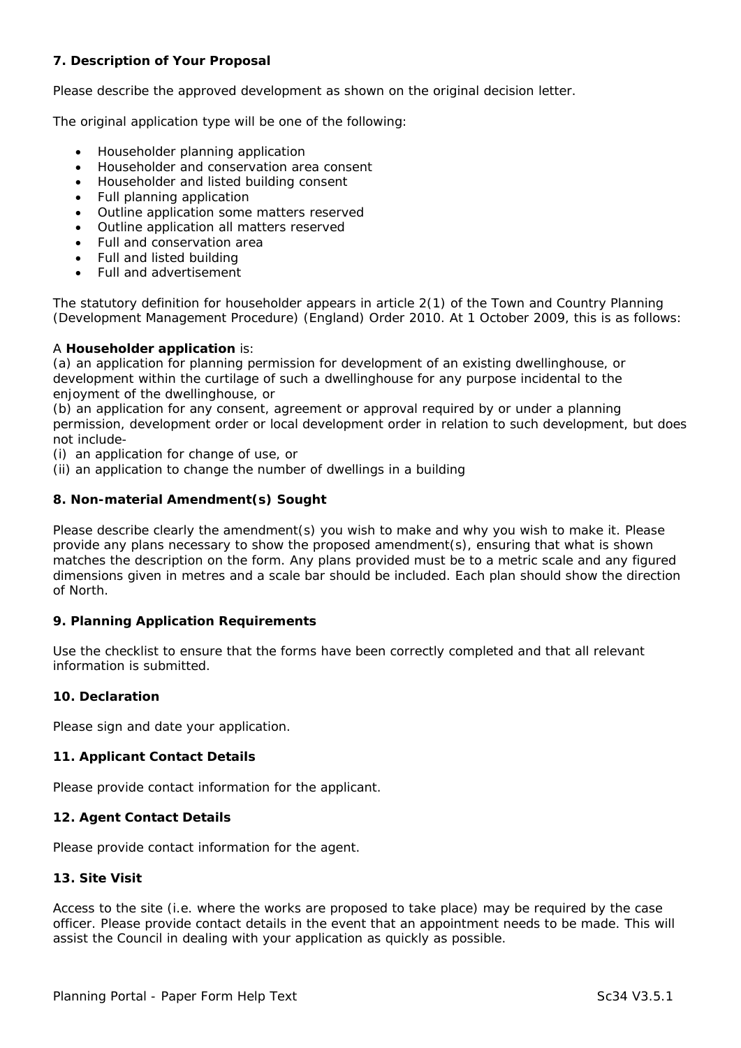**7. Description of Your Proposal**

Please describe the approved development as shown on the original decision letter.

The original application type will be one of the following:

- Householder planning application
- Householder and conservation area consent
- Householder and listed building consent
- Full planning application
- Outline application some matters reserved
- Outline application all matters reserved
- Full and conservation area
- Full and listed building
- Full and advertisement

The statutory definition for householder appears in article 2(1) of the Town and Country Planning (Development Management Procedure) (England) Order 2010. At 1 October 2009, this is as follows:

A **Householder application** is:
(a) an application for planning permission for development of an existing dwellinghouse, or development within the curtilage of such a dwellinghouse for any purpose incidental to the enjoyment of the dwellinghouse, or
(b) an application for any consent, agreement or approval required by or under a planning permission, development order or local development order in relation to such development, but does not include-
(i) an application for change of use, or
(ii) an application to change the number of dwellings in a building

**8. Non-material Amendment(s) Sought**

Please describe clearly the amendment(s) you wish to make and why you wish to make it. Please provide any plans necessary to show the proposed amendment(s), ensuring that what is shown matches the description on the form. Any plans provided must be to a metric scale and any figured dimensions given in metres and a scale bar should be included. Each plan should show the direction of North.

**9. Planning Application Requirements**

Use the checklist to ensure that the forms have been correctly completed and that all relevant information is submitted.

**10. Declaration**

Please sign and date your application.

**11. Applicant Contact Details**

Please provide contact information for the applicant.

**12. Agent Contact Details**

Please provide contact information for the agent.

**13. Site Visit**

Access to the site (i.e. where the works are proposed to take place) may be required by the case officer. Please provide contact details in the event that an appointment needs to be made. This will assist the Council in dealing with your application as quickly as possible.